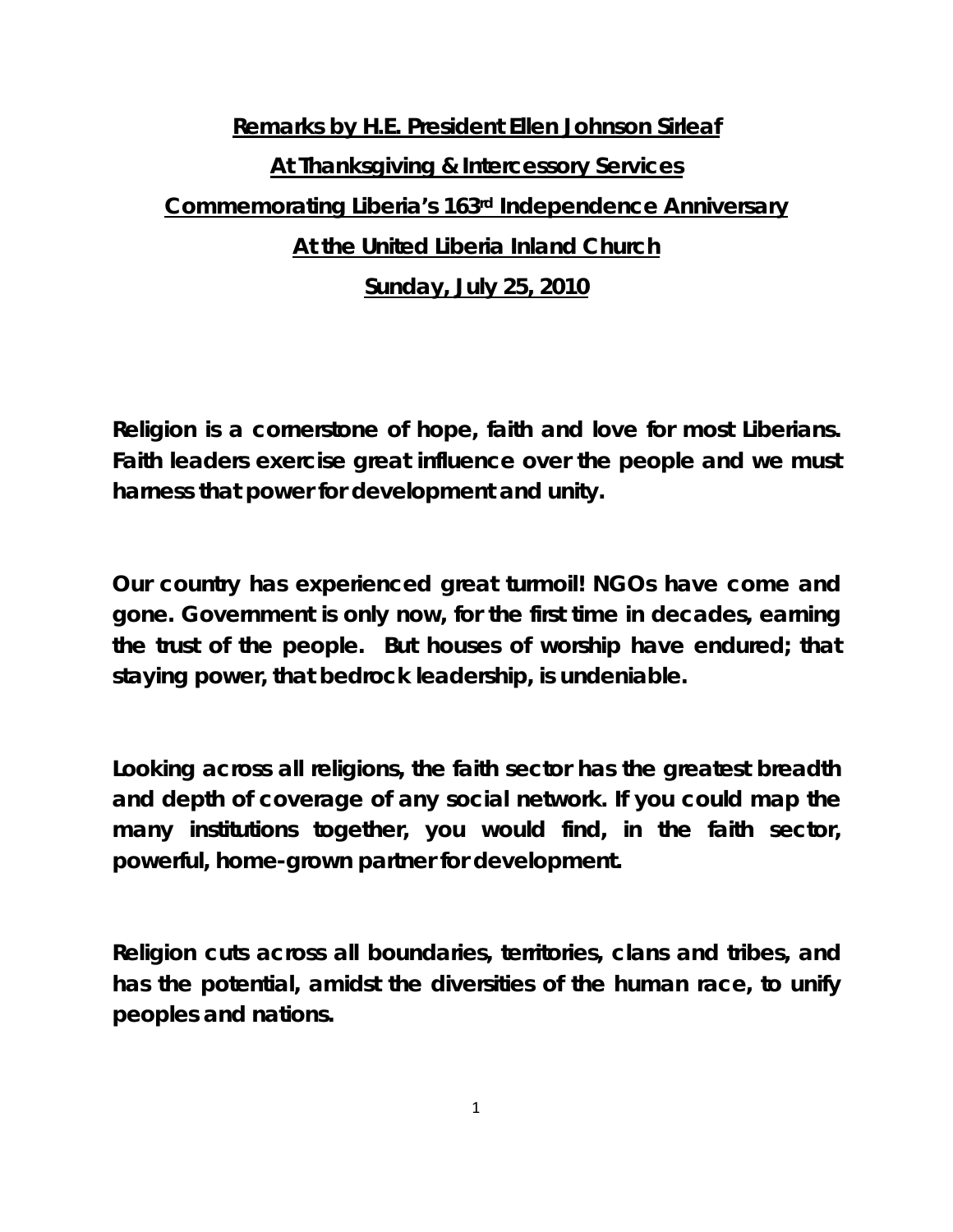# Remarks by H.E. President Ellen Johnson Sirleaf

## At Thanksgiving & Intercessory Services

## Commemorating Liberia's 163rd Independence Anniversary

## At the United Liberia Inland Church

## Sunday, July 25, 2010

**Religion is a cornerstone of hope, faith and love for most Liberians. Faith leaders exercise great influence over the people and we must harness that power for development and unity.**

**Our country has experienced great turmoil! NGOs have come and gone. Government is only now, for the first time in decades, earning the trust of the people. But houses of worship have endured; that staying power, that bedrock leadership, is undeniable.**

**Looking across all religions, the faith sector has the greatest breadth and depth of coverage of any social network. If you could map the many institutions together, you would find, in the faith sector, powerful, home-grown partner for development.**

**Religion cuts across all boundaries, territories, clans and tribes, and has the potential, amidst the diversities of the human race, to unify peoples and nations.**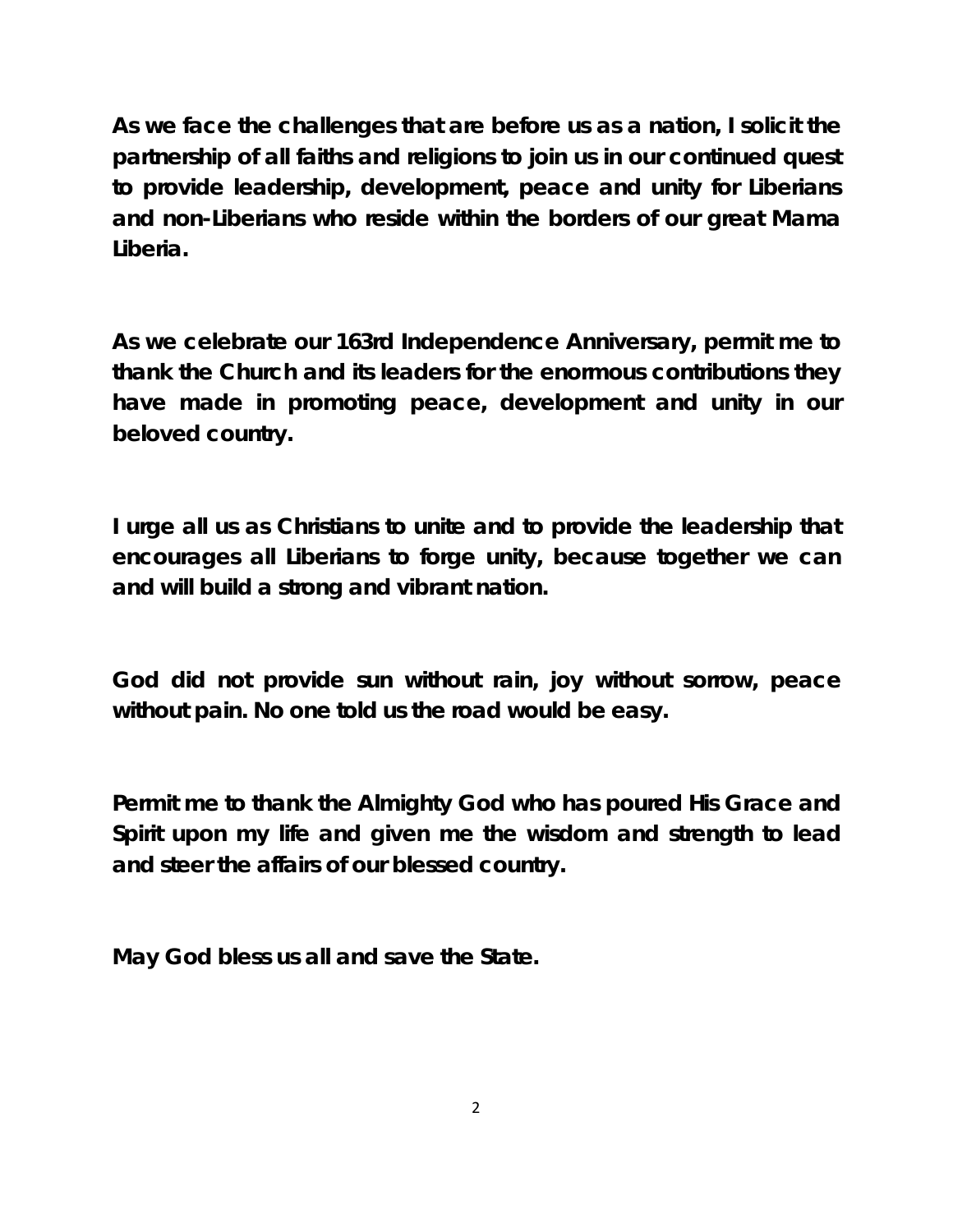**As we face the challenges that are before us as a nation, I solicit the partnership of all faiths and religions to join us in our continued quest to provide leadership, development, peace and unity for Liberians and non-Liberians who reside within the borders of our great Mama Liberia.**

**As we celebrate our 163rd Independence Anniversary, permit me to thank the Church and its leaders for the enormous contributions they have made in promoting peace, development and unity in our beloved country.**

**I urge all us as Christians to unite and to provide the leadership that encourages all Liberians to forge unity, because together we can and will build a strong and vibrant nation.**

**God did not provide sun without rain, joy without sorrow, peace without pain. No one told us the road would be easy.**

**Permit me to thank the Almighty God who has poured His Grace and Spirit upon my life and given me the wisdom and strength to lead and steer the affairs of our blessed country.**

**May God bless us all and save the State.**